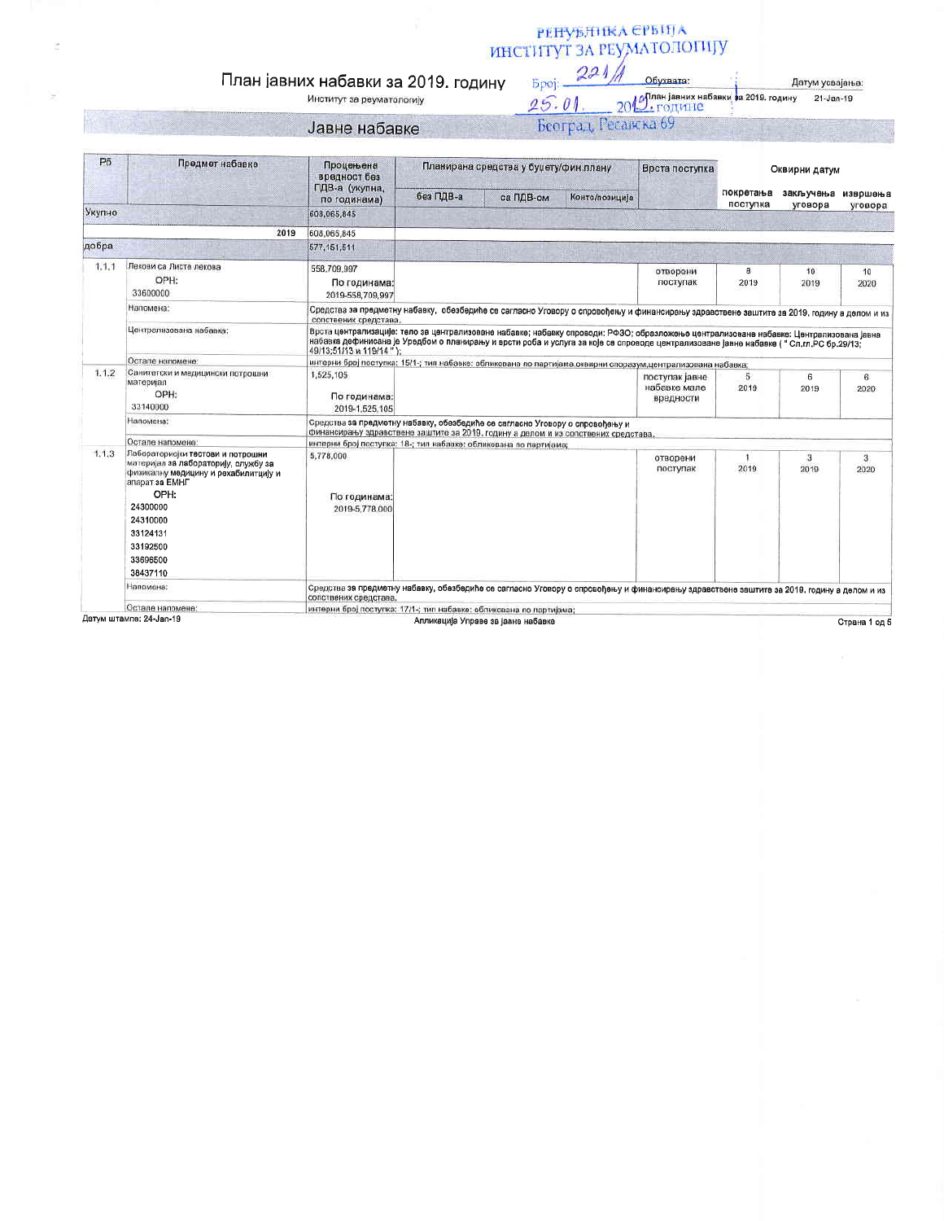РЕПУБЛИКА СРБИЈА
ИНСТИТУТ ЗА РЕУМАТОЛОГИЈУ
Број: 221/1
25.01. 2019. године
Београд, Ресавска 69

# План јавних набавки за 2019. годину

Институт за реуматологију

Обухвата: План јавних набавки за 2019. годину

Датум усвајања: 21-Jan-19

## Јавне набавке

| РБ | Предмет набавке | Процењена вредност без ПДВ-а (укупна, по годинама) | Планирана средства у буџету/фин.плану | | | Врста поступка | Оквирни датум | | |
|---|---|---|---|---|---|---|---|---|---|
| | | | без ПДВ-а | са ПДВ-ом | Конто/позиција | | покретања поступка | закључења уговора | извршења уговора |
| Укупно | | 608,065,845 | | | | | | | |
| | 2019 | 608,065,845 | | | | | | | |
| добра | | 577,151,511 | | | | | | | |
| 1.1.1 | Лекови са Листа лекова ОРН: 33600000 | 558,709,997 По годинама: 2019-558,709,997 | | | | отворени поступак | 8 2019 | 10 2019 | 10 2020 |
| | Напомена: | Средства за предметну набавку, обезбедиће се сагласно Уговору о спровођењу и финансирању здравствене заштите за 2019. годину а делом и из сопствених средстава. | | | | | | | |
| | Централизована набавка: | Врста централизације: тело за централизоване набавке; набавку спроводи: РФЗО; образложење централизоване набавке: Централизована јавна набавка дефинисана је Уредбом о планирању и врсти роба и услуга за које се спроводе централизоване јавне набавке ( " Сл.гл.РС бр.29/13; 49/13;51/13 и 119/14 " ); | | | | | | | |
| | Остале напомене: | интерни број поступка: 15/1-; тип набавке: обликована по партијама,оквирни споразум,централизована набавка; | | | | | | | |
| 1.1.2 | Санитетски и медицински потрошни материјал ОРН: 33140000 | 1,525,105 По годинама: 2019-1,525,105 | | | | поступак јавне набавке мале вредности | 5 2019 | 6 2019 | 6 2020 |
| | Напомена: | Средства за предметну набавку, обезбедиће се сагласно Уговору о спровођењу и финансирању здравствене заштите за 2019. годину а делом и из сопствених средстава. | | | | | | | |
| | Остале напомене: | интерни број поступка: 18-; тип набавке: обликована по партијама; | | | | | | | |
| 1.1.3 | Лабораторијски тестови и потрошни материјал за лабораторију, службу за физикалну медицину и рехабилитацију и апарат за ЕМНГ ОРН: 24300000 24310000 33124131 33192500 33696500 38437110 | 5,778,000 По годинама: 2019-5,778,000 | | | | отворени поступак | 1 2019 | 3 2019 | 3 2020 |
| | Напомена: | Средства за предметну набавку, обезбедиће се сагласно Уговору о спровођењу и финансирању здравствене заштите за 2019. годину а делом и из сопствених средстава. | | | | | | | |
| | Остале напомене: | интерни број поступка: 17/1-; тип набавке: обликована по партијама; | | | | | | | |

Датум штампе: 24-Jan-19

Апликација Управе за јавне набавке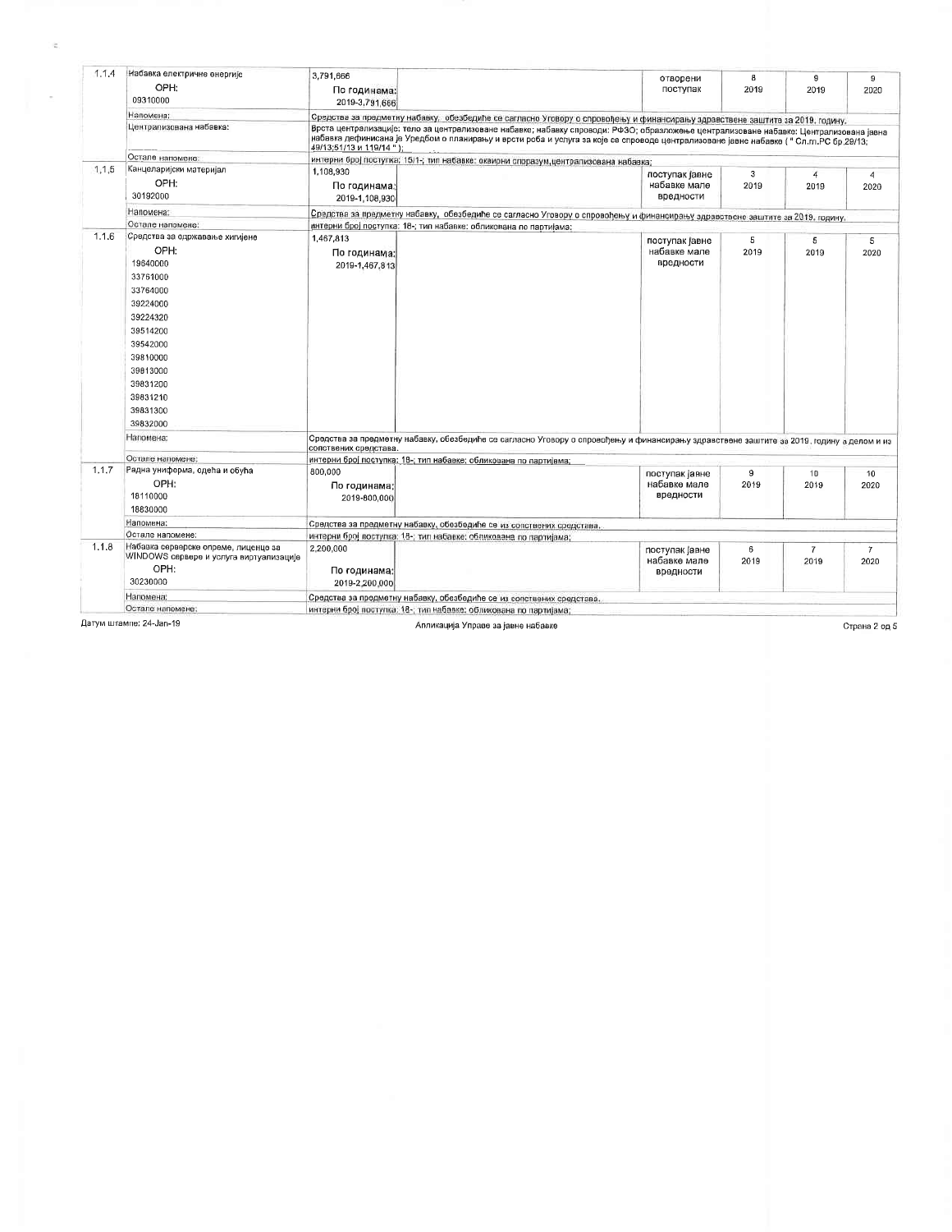| | | | | | | | |
|---|---|---|---|---|---|---|---|
| 1.1.4 | Набавка електричне енергије<br>ОРН:<br>09310000 | 3,791,666<br>По годинама:<br>2019-3,791,666 | | отворени поступак | 8<br>2019 | 9<br>2019 | 9<br>2020 |
| | Напомена: | Средства за предметну набавку, обезбедиће се сагласно Уговору о спровођењу и финансирању здравствене заштите за 2019. годину. | | | | | |
| | Централизована набавка: | Врста централизације: тело за централизоване набавке; набавку спроводи: РФЗО; образложење централизоване набавке: Централизована јавна набавка дефинисана је Уредбом о планирању и врсти роба и услуга за које се спроводе централизоване јавне набавке ( " Сл.гл.РС бр.29/13; 49/13;51/13 и 119/14 " ); | | | | | |
| | Остале напомене: | интерни број поступка: 15/1-; тип набавке: оквирни споразум,централизована набавка; | | | | | |
| 1.1.5 | Канцеларијски материјал<br>ОРН:<br>30192000 | 1,108,930<br>По годинама:<br>2019-1,108,930 | | поступак јавне набавке мале вредности | 3<br>2019 | 4<br>2019 | 4<br>2020 |
| | Напомена: | Средства за предметну набавку, обезбедиће се сагласно Уговору о спровођењу и финансирању здравствене заштите за 2019. годину. | | | | | |
| | Остале напомене: | интерни број поступка: 18-; тип набавке: обликована по партијама; | | | | | |
| 1.1.6 | Средства за одржавање хигијене<br>ОРН:<br>19640000<br>33761000<br>33764000<br>39224000<br>39224320<br>39514200<br>39542000<br>39810000<br>39813000<br>39831200<br>39831210<br>39831300<br>39832000 | 1,467,813<br>По годинама:<br>2019-1,467,813 | | поступак јавне набавке мале вредности | 5<br>2019 | 5<br>2019 | 5<br>2020 |
| | Напомена: | Средства за предметну набавку, обезбедиће се сагласно Уговору о спровођењу и финансирању здравствене заштите за 2019. годину а делом и из сопствених средстава. | | | | | |
| | Остале напомене: | интерни број поступка: 18-; тип набавке: обликована по партијама; | | | | | |
| 1.1.7 | Радна униформа, одећа и обућа<br>ОРН:<br>18110000<br>18830000 | 800,000<br>По годинама:<br>2019-800,000 | | поступак јавне набавке мале вредности | 9<br>2019 | 10<br>2019 | 10<br>2020 |
| | Напомена: | Средства за предметну набавку, обезбедиће се из сопствених средстава. | | | | | |
| | Остале напомене: | интерни број поступка: 18-; тип набавке: обликована по партијама; | | | | | |
| 1.1.8 | Набавка серверске опреме, лиценце за WINDOWS сервере и услуга виртуализације<br>ОРН:<br>30230000 | 2,200,000<br>По годинама:<br>2019-2,200,000 | | поступак јавне набавке мале вредности | 6<br>2019 | 7<br>2019 | 7<br>2020 |
| | Напомена: | Средства за предметну набавку, обезбедиће се из сопствених средстава. | | | | | |
| | Остале напомене: | интерни број поступка: 18-; тип набавке: обликована по партијама; | | | | | |

Датум штампе: 24-Jan-19

Апликација Управе за јавне набавке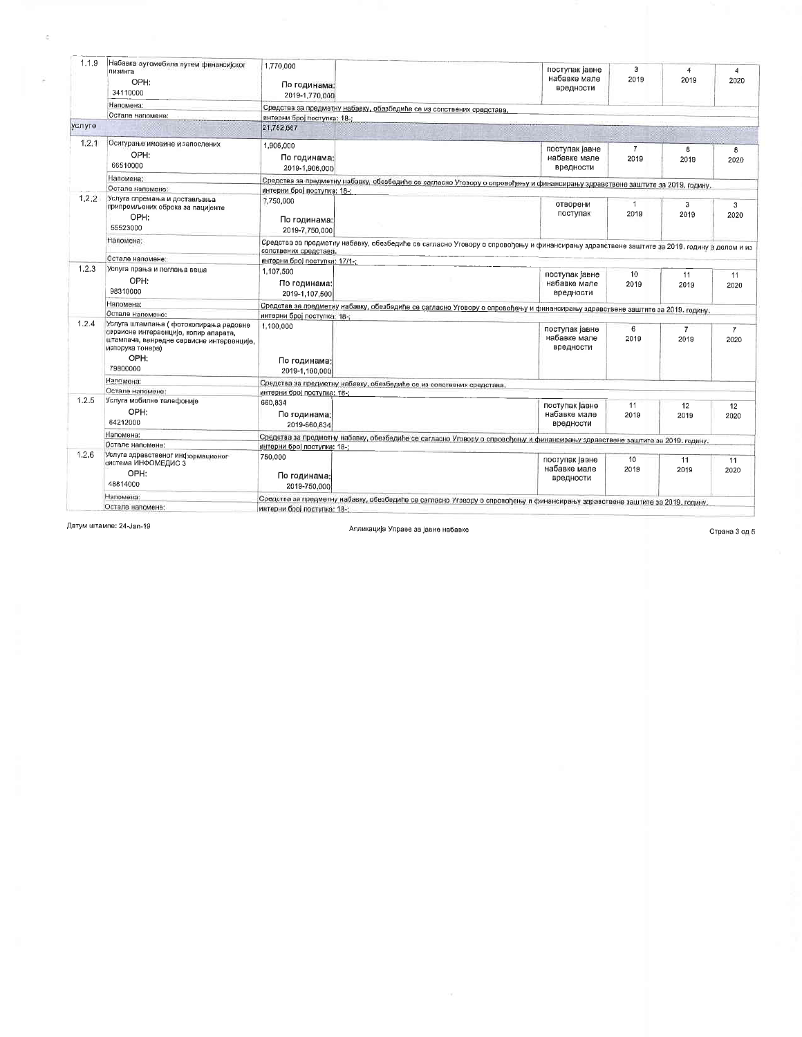| | | | | | | | |
|---|---|---|---|---|---|---|---|
| 1.1.9 | Набавка аутомобила путем финансијског лизинга<br>ОРН:<br>34110000 | 1,770,000<br><br>По годинама:<br>2019-1,770,000 | | поступак јавне набавке мале вредности | 3<br>2019 | 4<br>2019 | 4<br>2020 |
| | Напомена: | Средства за предметну набавку, обезбедиће се из сопствених средстава. | | | | | |
| | Остале напомене: | интерни број поступка: 18-; | | | | | |
| услуге | | 21,782,667 | | | | | |
| 1.2.1 | Осигурање имовине и запослених<br>ОРН:<br>66510000 | 1,906,000<br><br>По годинама:<br>2019-1,906,000 | | поступак јавне набавке мале вредности | 7<br>2019 | 8<br>2019 | 8<br>2020 |
| | Напомена: | Средства за предметну набавку, обезбедиће се сагласно Уговору о спровођењу и финансирању здравствене заштите за 2019. годину. | | | | | |
| | Остале напомене: | интерни број поступка: 18-; | | | | | |
| 1.2.2 | Услуга спремања и достављања припремљених оброка за пацијенте<br>ОРН:<br>55523000 | 7,750,000<br><br>По годинама:<br>2019-7,750,000 | | отворени поступак | 1<br>2019 | 3<br>2019 | 3<br>2020 |
| | Напомена: | Средства за предметну набавку, обезбедиће се сагласно Уговору о спровођењу и финансирању здравствене заштите за 2019. годину а делом и из сопствених средстава. | | | | | |
| | Остале напомене: | интерни број поступка: 17/1-; | | | | | |
| 1.2.3 | Услуга прања и пеглања веша<br>ОРН:<br>98310000 | 1,107,500<br><br>По годинама:<br>2019-1,107,500 | | поступак јавне набавке мале вредности | 10<br>2019 | 11<br>2019 | 11<br>2020 |
| | Напомена: | Средства за предметну набавку, обезбедиће се сагласно Уговору о спровођењу и финансирању здравствене заштите за 2019. годину. | | | | | |
| | Остале напомене: | интерни број поступка: 18-; | | | | | |
| 1.2.4 | Услуга штампања ( фотокопирања редовне сервисне интервенције, копир апарата, штампача, ванредне сервисне интервенције, испорука тонера)<br>ОРН:<br>79800000 | 1,100,000<br><br>По годинама:<br>2019-1,100,000 | | поступак јавне набавке мале вредности | 6<br>2019 | 7<br>2019 | 7<br>2020 |
| | Напомена: | Средства за предметну набавку, обезбедиће се из сопствених средстава. | | | | | |
| | Остале напомене: | интерни број поступка: 18-; | | | | | |
| 1.2.5 | Услуга мобилне телефоније<br>ОРН:<br>64212000 | 660,834<br><br>По годинама:<br>2019-660,834 | | поступак јавне набавке мале вредности | 11<br>2019 | 12<br>2019 | 12<br>2020 |
| | Напомена: | Средства за предметну набавку, обезбедиће се сагласно Уговору о спровођењу и финансирању здравствене заштите за 2019. годину. | | | | | |
| | Остале напомене: | интерни број поступка: 18-; | | | | | |
| 1.2.6 | Услуга здравственог информационог система ИНФОМЕДИС 3<br>ОРН:<br>48814000 | 750,000<br><br>По годинама:<br>2019-750,000 | | поступак јавне набавке мале вредности | 10<br>2019 | 11<br>2019 | 11<br>2020 |
| | Напомена: | Средства за предметну набавку, обезбедиће се сагласно Уговору о спровођењу и финансирању здравствене заштите за 2019. годину. | | | | | |
| | Остале напомене: | интерни број поступка: 18-; | | | | | |

Датум штампе: 24-Jan-19

Апликација Управе за јавне набавке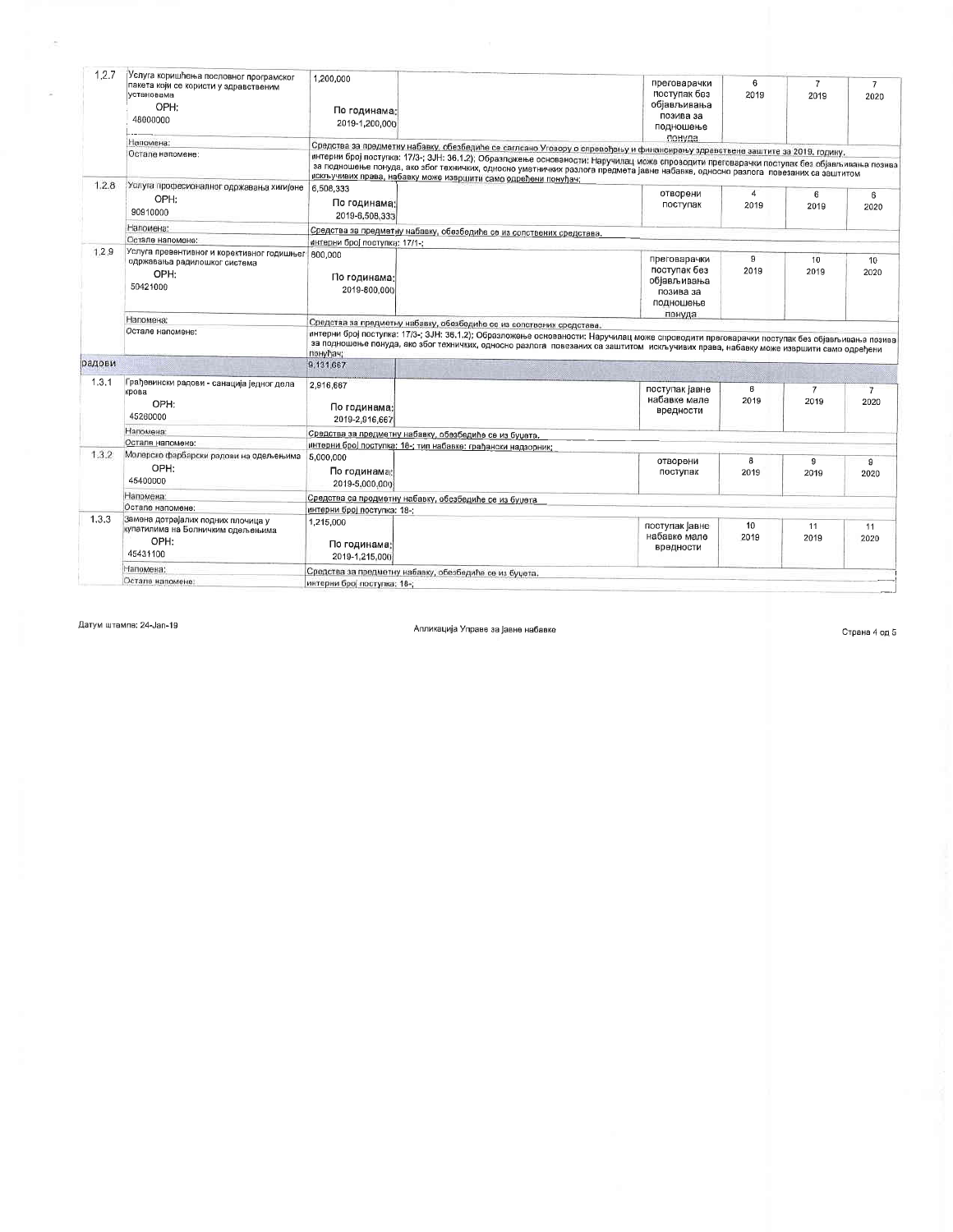| | | | | | | | |
|---|---|---|---|---|---|---|---|
| 1.2.7 | Услуга коришћења пословног програмског пакета који се користи у здравственим установама<br>ОРН:<br>48000000 | 1,200,000<br><br>По годинама:<br>2019-1,200,000 | | преговарачки поступак без објављивања позива за подношење понуда | 6<br>2019 | 7<br>2019 | 7<br>2020 |
| | Напомена: | Средства за предметну набавку, обезбедиће се сагласно Уговору о спровођењу и финансирању здравствене заштите за 2019. годину. | | | | | |
| | Остале напомене: | интерни број поступка: 17/3-; ЗЈН: 36.1.2); Образложење основаности: Наручилац може спроводити преговарачки поступак без објављивања позива за подношење понуда, ако због техничких, односно уметничких разлога предмета јавне набавке, односно разлога повезаних са заштитом искључивих права, набавку може извршити само одређени понуђач; | | | | | |
| 1.2.8 | Услуга професионалног одржавања хигијене<br>ОРН:<br>90910000 | 6,508,333<br><br>По годинама:<br>2019-6,508,333 | | отворени поступак | 4<br>2019 | 6<br>2019 | 6<br>2020 |
| | Напомена: | Средства за предметну набавку, обезбедиће се из сопствених средстава. | | | | | |
| | Остале напомене: | интерни број поступка: 17/1-; | | | | | |
| 1.2.9 | Услуга превентивног и корективног годишњег одржавања радилошког система<br>ОРН:<br>50421000 | 800,000<br><br>По годинама:<br>2019-800,000 | | преговарачки поступак без објављивања позива за подношење понуда | 9<br>2019 | 10<br>2019 | 10<br>2020 |
| | Напомена: | Средства за предметну набавку, обезбедиће се из сопствених средстава. | | | | | |
| | Остале напомене: | интерни број поступка: 17/3-; ЗЈН: 36.1.2); Образложење основаности: Наручилац може спроводити преговарачки поступак без објављивања позива за подношење понуда, ако због техничких, односно разлога повезаних са заштитом искључивих права, набавку може извршити само одређени понуђач; | | | | | |
| радови | | 9,131,667 | | | | | |
| 1.3.1 | Грађевински радови - санација једног дела крова<br>ОРН:<br>45260000 | 2,916,667<br><br>По годинама:<br>2019-2,916,667 | | поступак јавне набавке мале вредности | 6<br>2019 | 7<br>2019 | 7<br>2020 |
| | Напомена: | Средства за предметну набавку, обезбедиће се из буџета. | | | | | |
| | Остале напомене: | интерни број поступка: 18-; тип набавке: грађански надзорник; | | | | | |
| 1.3.2 | Молерско фарбарски радови на одељењима<br>ОРН:<br>45400000 | 5,000,000<br><br>По годинама:<br>2019-5,000,000 | | отворени поступак | 8<br>2019 | 9<br>2019 | 9<br>2020 |
| | Напомена: | Средства са предметну набавку, обезбедиће се из буџета | | | | | |
| | Остале напомене: | интерни број поступка: 18-; | | | | | |
| 1.3.3 | Замена дотрајалих подних плочица у купатилима на Болничким одељењима<br>ОРН:<br>45431100 | 1,215,000<br><br>По годинама:<br>2019-1,215,000 | | поступак јавне набавке мале вредности | 10<br>2019 | 11<br>2019 | 11<br>2020 |
| | Напомена: | Средства за предметну набавку, обезбедиће се из буџета. | | | | | |
| | Остале напомене: | интерни број поступка: 18-; | | | | | |

Датум штампе: 24-Jan-19

Апликација Управе за јавне набавке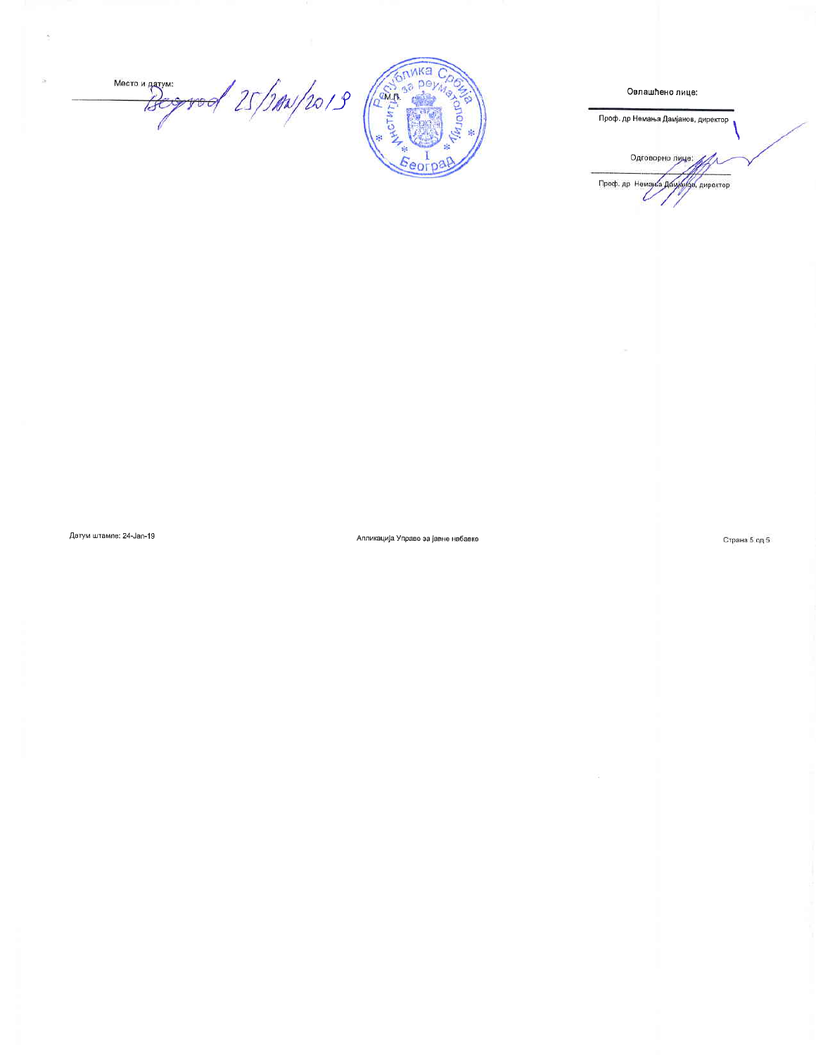Место и датум: Beograd 25/Jan/2019

М.П.

Овлашћено лице:

Проф. др Немања Дамјанов, директор

Одговорно лице:

Проф. др Немања Дамјанов, директор

Датум штампе: 24-Jan-19

Апликација Управе за јавне набавке